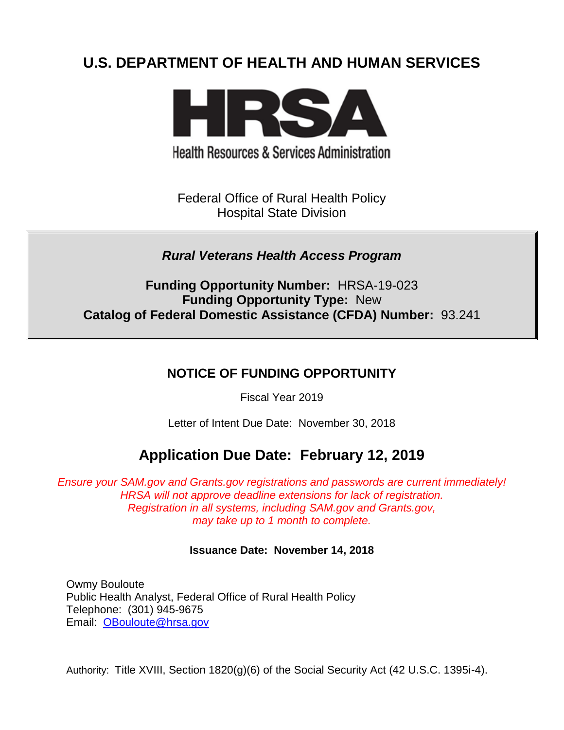# U.S. DEPARTMENT OF HEALTH AND HUMAN SERVICES

HRSA

Health Resources & Services Administration

Federal Office of Rural Health Policy
Hospital State Division

***Rural Veterans Health Access Program***

**Funding Opportunity Number:** HRSA-19-023
**Funding Opportunity Type:** New
**Catalog of Federal Domestic Assistance (CFDA) Number:** 93.241

## NOTICE OF FUNDING OPPORTUNITY

Fiscal Year 2019

Letter of Intent Due Date: November 30, 2018

## Application Due Date: February 12, 2019

*Ensure your SAM.gov and Grants.gov registrations and passwords are current immediately! HRSA will not approve deadline extensions for lack of registration. Registration in all systems, including SAM.gov and Grants.gov, may take up to 1 month to complete.*

**Issuance Date: November 14, 2018**

Owmy Bouloute
Public Health Analyst, Federal Office of Rural Health Policy
Telephone: (301) 945-9675
Email: OBouloute@hrsa.gov

Authority: Title XVIII, Section 1820(g)(6) of the Social Security Act (42 U.S.C. 1395i-4).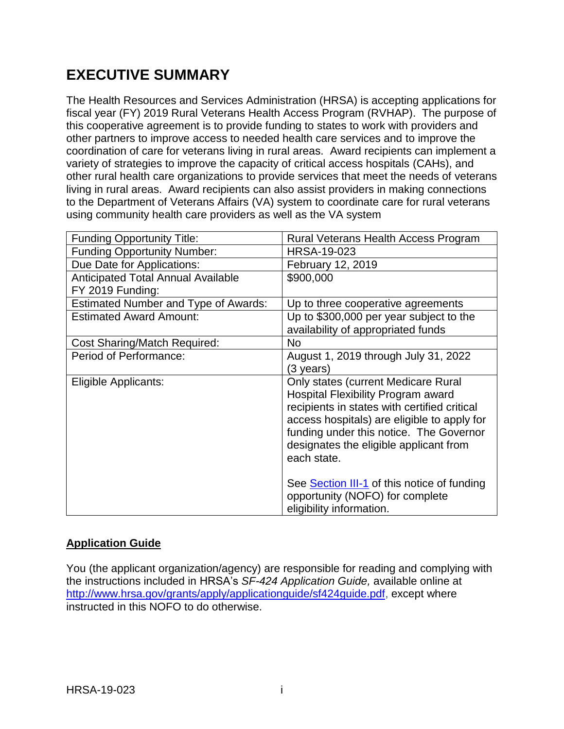# EXECUTIVE SUMMARY

The Health Resources and Services Administration (HRSA) is accepting applications for fiscal year (FY) 2019 Rural Veterans Health Access Program (RVHAP). The purpose of this cooperative agreement is to provide funding to states to work with providers and other partners to improve access to needed health care services and to improve the coordination of care for veterans living in rural areas. Award recipients can implement a variety of strategies to improve the capacity of critical access hospitals (CAHs), and other rural health care organizations to provide services that meet the needs of veterans living in rural areas. Award recipients can also assist providers in making connections to the Department of Veterans Affairs (VA) system to coordinate care for rural veterans using community health care providers as well as the VA system

| | |
|---|---|
| Funding Opportunity Title: | Rural Veterans Health Access Program |
| Funding Opportunity Number: | HRSA-19-023 |
| Due Date for Applications: | February 12, 2019 |
| Anticipated Total Annual Available FY 2019 Funding: | $900,000 |
| Estimated Number and Type of Awards: | Up to three cooperative agreements |
| Estimated Award Amount: | Up to $300,000 per year subject to the availability of appropriated funds |
| Cost Sharing/Match Required: | No |
| Period of Performance: | August 1, 2019 through July 31, 2022 (3 years) |
| Eligible Applicants: | Only states (current Medicare Rural Hospital Flexibility Program award recipients in states with certified critical access hospitals) are eligible to apply for funding under this notice. The Governor designates the eligible applicant from each state.<br><br>See Section III-1 of this notice of funding opportunity (NOFO) for complete eligibility information. |

## Application Guide

You (the applicant organization/agency) are responsible for reading and complying with the instructions included in HRSA's *SF-424 Application Guide,* available online at http://www.hrsa.gov/grants/apply/applicationguide/sf424guide.pdf, except where instructed in this NOFO to do otherwise.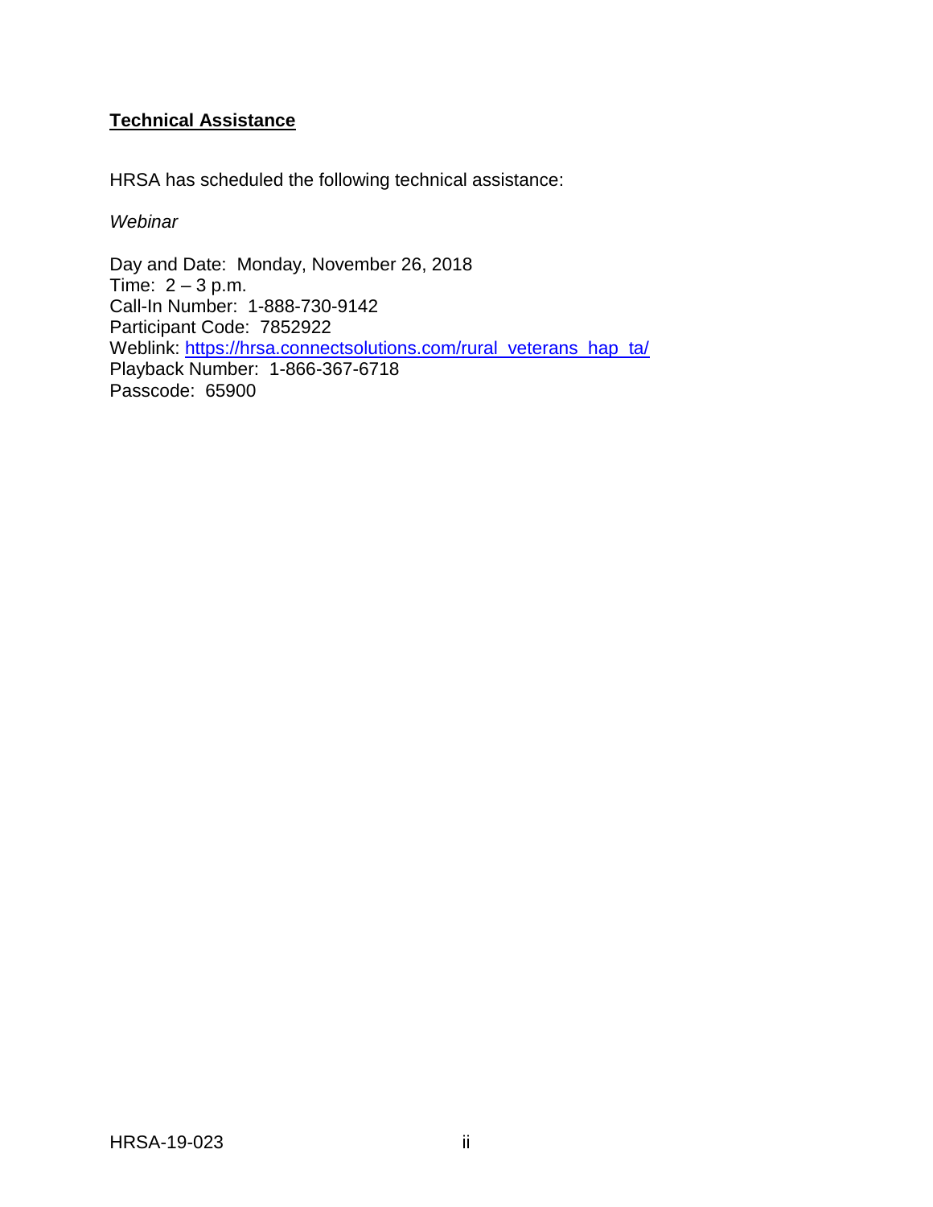## Technical Assistance

HRSA has scheduled the following technical assistance:

*Webinar*

Day and Date: Monday, November 26, 2018
Time: 2 – 3 p.m.
Call-In Number: 1-888-730-9142
Participant Code: 7852922
Weblink: https://hrsa.connectsolutions.com/rural_veterans_hap_ta/
Playback Number: 1-866-367-6718
Passcode: 65900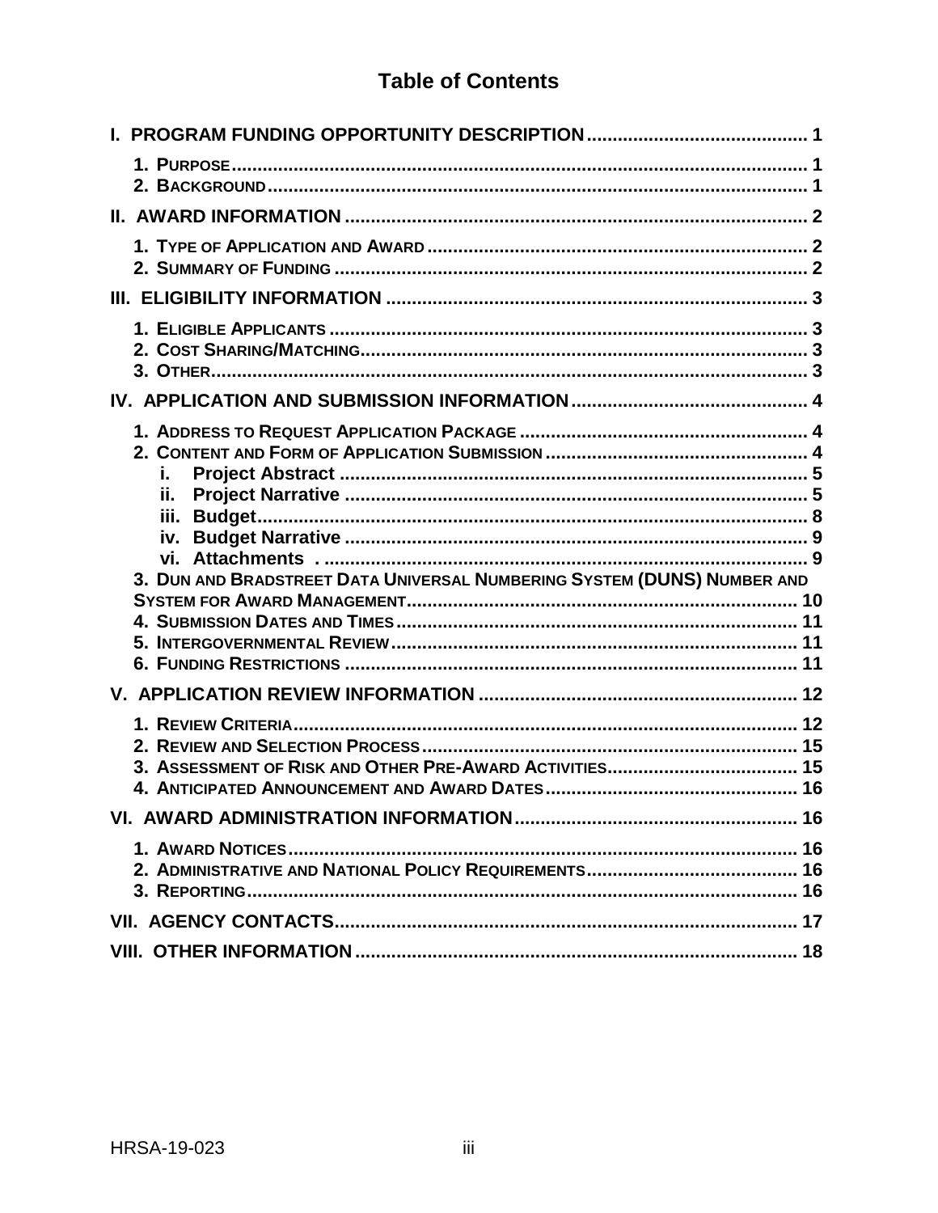# Table of Contents

**I. PROGRAM FUNDING OPPORTUNITY DESCRIPTION** .......... 1

- 1. PURPOSE .......... 1
- 2. BACKGROUND .......... 1

**II. AWARD INFORMATION** .......... 2

- 1. TYPE OF APPLICATION AND AWARD .......... 2
- 2. SUMMARY OF FUNDING .......... 2

**III. ELIGIBILITY INFORMATION** .......... 3

- 1. ELIGIBLE APPLICANTS .......... 3
- 2. COST SHARING/MATCHING .......... 3
- 3. OTHER .......... 3

**IV. APPLICATION AND SUBMISSION INFORMATION** .......... 4

- 1. ADDRESS TO REQUEST APPLICATION PACKAGE .......... 4
- 2. CONTENT AND FORM OF APPLICATION SUBMISSION .......... 4
  - i. Project Abstract .......... 5
  - ii. Project Narrative .......... 5
  - iii. Budget .......... 8
  - iv. Budget Narrative .......... 9
  - vi. Attachments . .......... 9
- 3. DUN AND BRADSTREET DATA UNIVERSAL NUMBERING SYSTEM (DUNS) NUMBER AND SYSTEM FOR AWARD MANAGEMENT .......... 10
- 4. SUBMISSION DATES AND TIMES .......... 11
- 5. INTERGOVERNMENTAL REVIEW .......... 11
- 6. FUNDING RESTRICTIONS .......... 11

**V. APPLICATION REVIEW INFORMATION** .......... 12

- 1. REVIEW CRITERIA .......... 12
- 2. REVIEW AND SELECTION PROCESS .......... 15
- 3. ASSESSMENT OF RISK AND OTHER PRE-AWARD ACTIVITIES .......... 15
- 4. ANTICIPATED ANNOUNCEMENT AND AWARD DATES .......... 16

**VI. AWARD ADMINISTRATION INFORMATION** .......... 16

- 1. AWARD NOTICES .......... 16
- 2. ADMINISTRATIVE AND NATIONAL POLICY REQUIREMENTS .......... 16
- 3. REPORTING .......... 16

**VII. AGENCY CONTACTS** .......... 17

**VIII. OTHER INFORMATION** .......... 18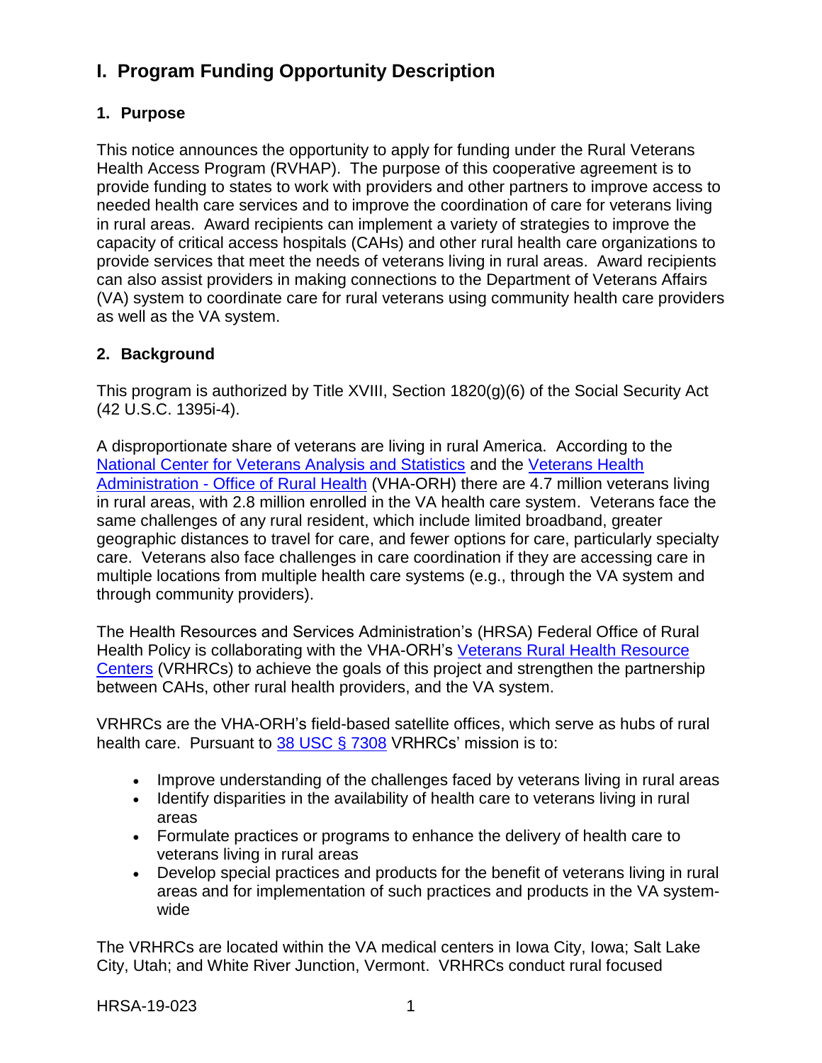# I. Program Funding Opportunity Description

## 1. Purpose

This notice announces the opportunity to apply for funding under the Rural Veterans Health Access Program (RVHAP). The purpose of this cooperative agreement is to provide funding to states to work with providers and other partners to improve access to needed health care services and to improve the coordination of care for veterans living in rural areas. Award recipients can implement a variety of strategies to improve the capacity of critical access hospitals (CAHs) and other rural health care organizations to provide services that meet the needs of veterans living in rural areas. Award recipients can also assist providers in making connections to the Department of Veterans Affairs (VA) system to coordinate care for rural veterans using community health care providers as well as the VA system.

## 2. Background

This program is authorized by Title XVIII, Section 1820(g)(6) of the Social Security Act (42 U.S.C. 1395i-4).

A disproportionate share of veterans are living in rural America. According to the National Center for Veterans Analysis and Statistics and the Veterans Health Administration - Office of Rural Health (VHA-ORH) there are 4.7 million veterans living in rural areas, with 2.8 million enrolled in the VA health care system. Veterans face the same challenges of any rural resident, which include limited broadband, greater geographic distances to travel for care, and fewer options for care, particularly specialty care. Veterans also face challenges in care coordination if they are accessing care in multiple locations from multiple health care systems (e.g., through the VA system and through community providers).

The Health Resources and Services Administration's (HRSA) Federal Office of Rural Health Policy is collaborating with the VHA-ORH's Veterans Rural Health Resource Centers (VRHRCs) to achieve the goals of this project and strengthen the partnership between CAHs, other rural health providers, and the VA system.

VRHRCs are the VHA-ORH's field-based satellite offices, which serve as hubs of rural health care. Pursuant to 38 USC § 7308 VRHRCs' mission is to:

- Improve understanding of the challenges faced by veterans living in rural areas
- Identify disparities in the availability of health care to veterans living in rural areas
- Formulate practices or programs to enhance the delivery of health care to veterans living in rural areas
- Develop special practices and products for the benefit of veterans living in rural areas and for implementation of such practices and products in the VA system-wide

The VRHRCs are located within the VA medical centers in Iowa City, Iowa; Salt Lake City, Utah; and White River Junction, Vermont. VRHRCs conduct rural focused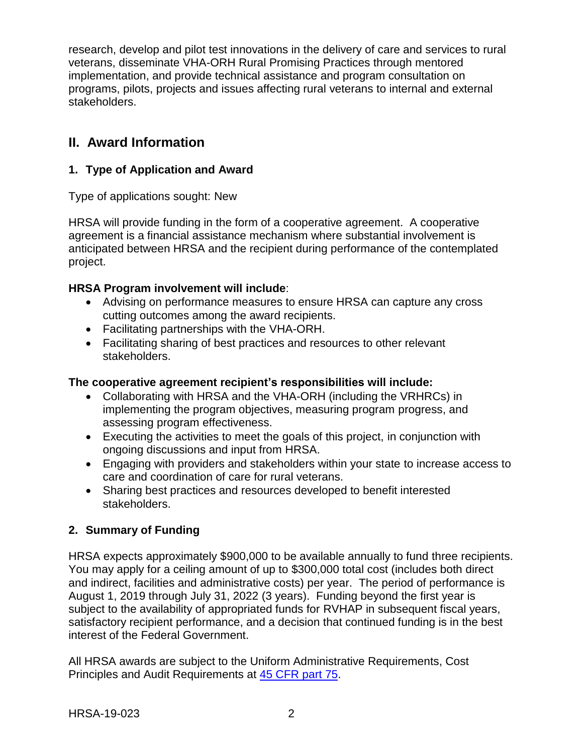research, develop and pilot test innovations in the delivery of care and services to rural veterans, disseminate VHA-ORH Rural Promising Practices through mentored implementation, and provide technical assistance and program consultation on programs, pilots, projects and issues affecting rural veterans to internal and external stakeholders.

## II. Award Information

### 1. Type of Application and Award

Type of applications sought: New

HRSA will provide funding in the form of a cooperative agreement. A cooperative agreement is a financial assistance mechanism where substantial involvement is anticipated between HRSA and the recipient during performance of the contemplated project.

**HRSA Program involvement will include**:

- Advising on performance measures to ensure HRSA can capture any cross cutting outcomes among the award recipients.
- Facilitating partnerships with the VHA-ORH.
- Facilitating sharing of best practices and resources to other relevant stakeholders.

**The cooperative agreement recipient's responsibilities will include:**

- Collaborating with HRSA and the VHA-ORH (including the VRHRCs) in implementing the program objectives, measuring program progress, and assessing program effectiveness.
- Executing the activities to meet the goals of this project, in conjunction with ongoing discussions and input from HRSA.
- Engaging with providers and stakeholders within your state to increase access to care and coordination of care for rural veterans.
- Sharing best practices and resources developed to benefit interested stakeholders.

### 2. Summary of Funding

HRSA expects approximately $900,000 to be available annually to fund three recipients. You may apply for a ceiling amount of up to $300,000 total cost (includes both direct and indirect, facilities and administrative costs) per year. The period of performance is August 1, 2019 through July 31, 2022 (3 years). Funding beyond the first year is subject to the availability of appropriated funds for RVHAP in subsequent fiscal years, satisfactory recipient performance, and a decision that continued funding is in the best interest of the Federal Government.

All HRSA awards are subject to the Uniform Administrative Requirements, Cost Principles and Audit Requirements at [45 CFR part 75](45 CFR part 75).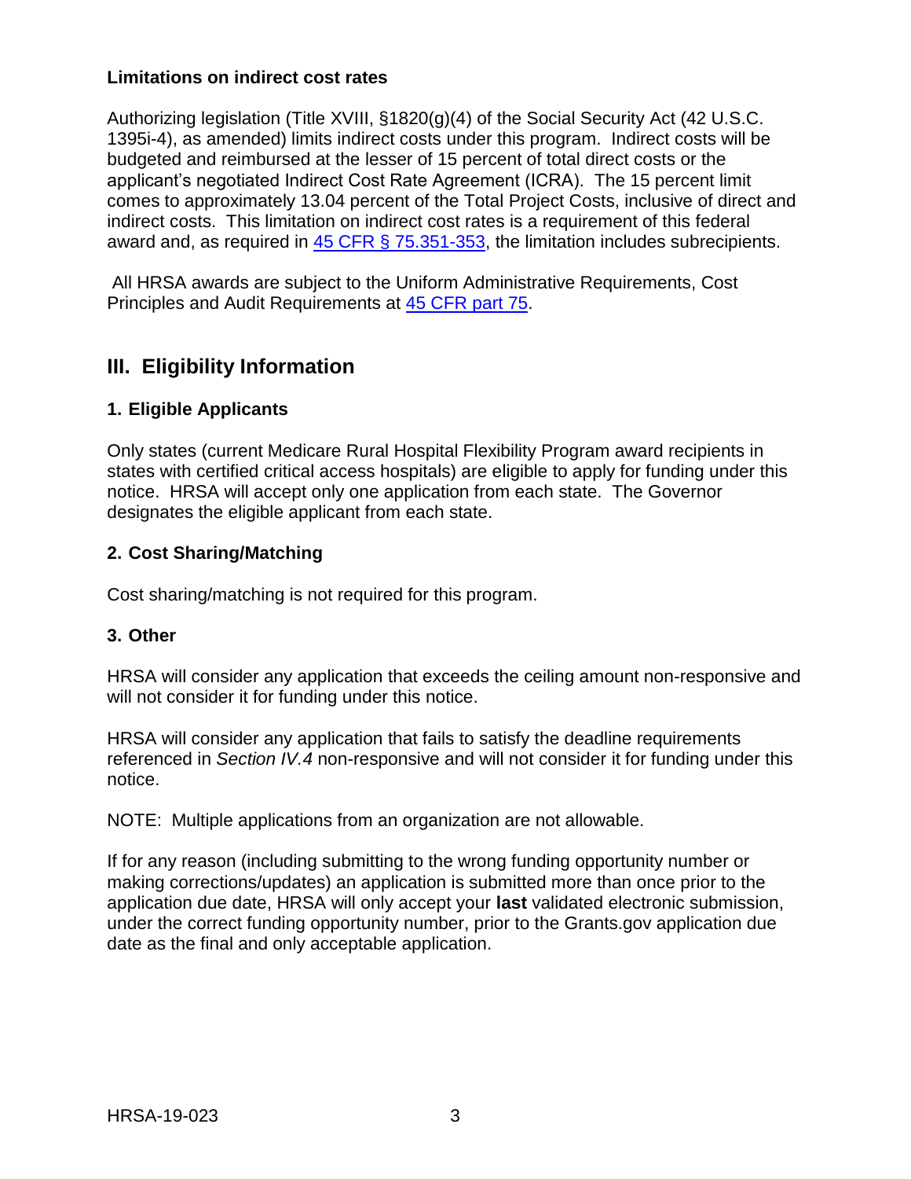**Limitations on indirect cost rates**

Authorizing legislation (Title XVIII, §1820(g)(4) of the Social Security Act (42 U.S.C. 1395i-4), as amended) limits indirect costs under this program. Indirect costs will be budgeted and reimbursed at the lesser of 15 percent of total direct costs or the applicant's negotiated Indirect Cost Rate Agreement (ICRA). The 15 percent limit comes to approximately 13.04 percent of the Total Project Costs, inclusive of direct and indirect costs. This limitation on indirect cost rates is a requirement of this federal award and, as required in [45 CFR § 75.351-353](), the limitation includes subrecipients.

All HRSA awards are subject to the Uniform Administrative Requirements, Cost Principles and Audit Requirements at [45 CFR part 75]().

## III. Eligibility Information

### 1. Eligible Applicants

Only states (current Medicare Rural Hospital Flexibility Program award recipients in states with certified critical access hospitals) are eligible to apply for funding under this notice. HRSA will accept only one application from each state. The Governor designates the eligible applicant from each state.

### 2. Cost Sharing/Matching

Cost sharing/matching is not required for this program.

### 3. Other

HRSA will consider any application that exceeds the ceiling amount non-responsive and will not consider it for funding under this notice.

HRSA will consider any application that fails to satisfy the deadline requirements referenced in *Section IV.4* non-responsive and will not consider it for funding under this notice.

NOTE: Multiple applications from an organization are not allowable.

If for any reason (including submitting to the wrong funding opportunity number or making corrections/updates) an application is submitted more than once prior to the application due date, HRSA will only accept your **last** validated electronic submission, under the correct funding opportunity number, prior to the Grants.gov application due date as the final and only acceptable application.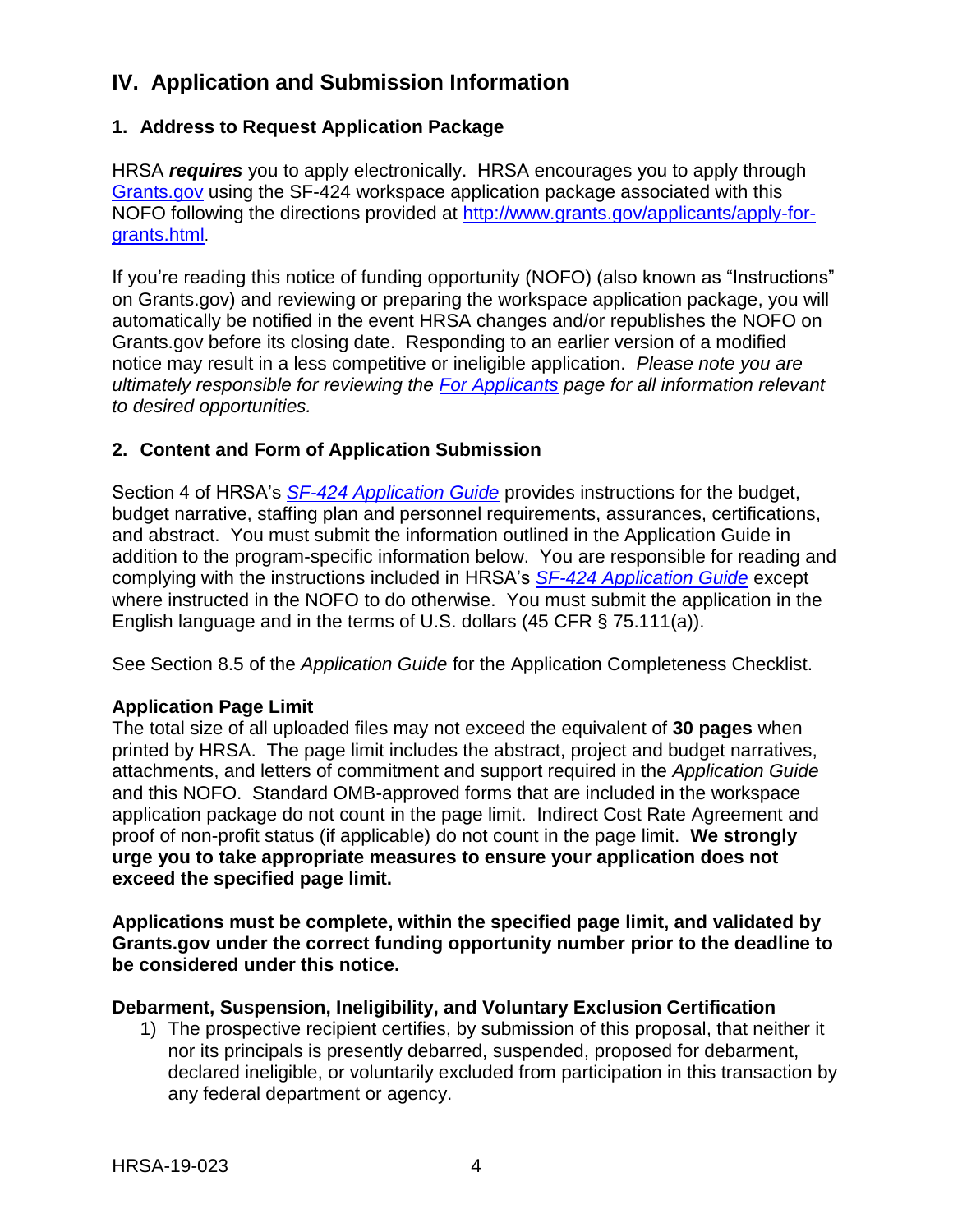## IV. Application and Submission Information

### 1. Address to Request Application Package

HRSA ***requires*** you to apply electronically. HRSA encourages you to apply through [Grants.gov](http://www.grants.gov/) using the SF-424 workspace application package associated with this NOFO following the directions provided at [http://www.grants.gov/applicants/apply-for-grants.html](http://www.grants.gov/applicants/apply-for-grants.html).

If you're reading this notice of funding opportunity (NOFO) (also known as "Instructions" on Grants.gov) and reviewing or preparing the workspace application package, you will automatically be notified in the event HRSA changes and/or republishes the NOFO on Grants.gov before its closing date. Responding to an earlier version of a modified notice may result in a less competitive or ineligible application. *Please note you are ultimately responsible for reviewing the [For Applicants](https://www.grants.gov/web/grants/applicants.html) page for all information relevant to desired opportunities.*

### 2. Content and Form of Application Submission

Section 4 of HRSA's *[SF-424 Application Guide](http://www.hrsa.gov/grants/apply/applicationguide/sf424guide.pdf)* provides instructions for the budget, budget narrative, staffing plan and personnel requirements, assurances, certifications, and abstract. You must submit the information outlined in the Application Guide in addition to the program-specific information below. You are responsible for reading and complying with the instructions included in HRSA's *[SF-424 Application Guide](http://www.hrsa.gov/grants/apply/applicationguide/sf424guide.pdf)* except where instructed in the NOFO to do otherwise. You must submit the application in the English language and in the terms of U.S. dollars (45 CFR § 75.111(a)).

See Section 8.5 of the *Application Guide* for the Application Completeness Checklist.

**Application Page Limit**

The total size of all uploaded files may not exceed the equivalent of **30 pages** when printed by HRSA. The page limit includes the abstract, project and budget narratives, attachments, and letters of commitment and support required in the *Application Guide* and this NOFO. Standard OMB-approved forms that are included in the workspace application package do not count in the page limit. Indirect Cost Rate Agreement and proof of non-profit status (if applicable) do not count in the page limit. **We strongly urge you to take appropriate measures to ensure your application does not exceed the specified page limit.**

**Applications must be complete, within the specified page limit, and validated by Grants.gov under the correct funding opportunity number prior to the deadline to be considered under this notice.**

**Debarment, Suspension, Ineligibility, and Voluntary Exclusion Certification**

1) The prospective recipient certifies, by submission of this proposal, that neither it nor its principals is presently debarred, suspended, proposed for debarment, declared ineligible, or voluntarily excluded from participation in this transaction by any federal department or agency.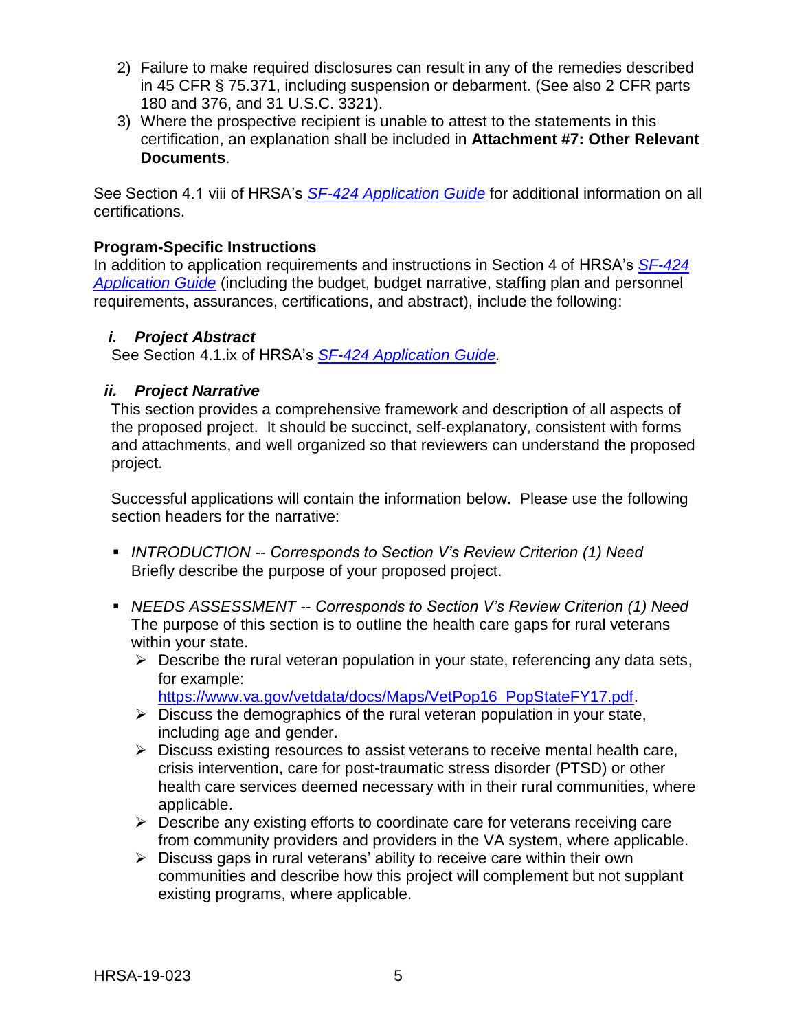2) Failure to make required disclosures can result in any of the remedies described in 45 CFR § 75.371, including suspension or debarment. (See also 2 CFR parts 180 and 376, and 31 U.S.C. 3321).
3) Where the prospective recipient is unable to attest to the statements in this certification, an explanation shall be included in **Attachment #7: Other Relevant Documents**.

See Section 4.1 viii of HRSA's *SF-424 Application Guide* for additional information on all certifications.

**Program-Specific Instructions**

In addition to application requirements and instructions in Section 4 of HRSA's *SF-424 Application Guide* (including the budget, budget narrative, staffing plan and personnel requirements, assurances, certifications, and abstract), include the following:

### *i. Project Abstract*

See Section 4.1.ix of HRSA's *SF-424 Application Guide.*

### *ii. Project Narrative*

This section provides a comprehensive framework and description of all aspects of the proposed project. It should be succinct, self-explanatory, consistent with forms and attachments, and well organized so that reviewers can understand the proposed project.

Successful applications will contain the information below. Please use the following section headers for the narrative:

- *INTRODUCTION -- Corresponds to Section V's Review Criterion (1) Need*
  Briefly describe the purpose of your proposed project.

- *NEEDS ASSESSMENT -- Corresponds to Section V's Review Criterion (1) Need*
  The purpose of this section is to outline the health care gaps for rural veterans within your state.
  - Describe the rural veteran population in your state, referencing any data sets, for example: https://www.va.gov/vetdata/docs/Maps/VetPop16_PopStateFY17.pdf.
  - Discuss the demographics of the rural veteran population in your state, including age and gender.
  - Discuss existing resources to assist veterans to receive mental health care, crisis intervention, care for post-traumatic stress disorder (PTSD) or other health care services deemed necessary with in their rural communities, where applicable.
  - Describe any existing efforts to coordinate care for veterans receiving care from community providers and providers in the VA system, where applicable.
  - Discuss gaps in rural veterans' ability to receive care within their own communities and describe how this project will complement but not supplant existing programs, where applicable.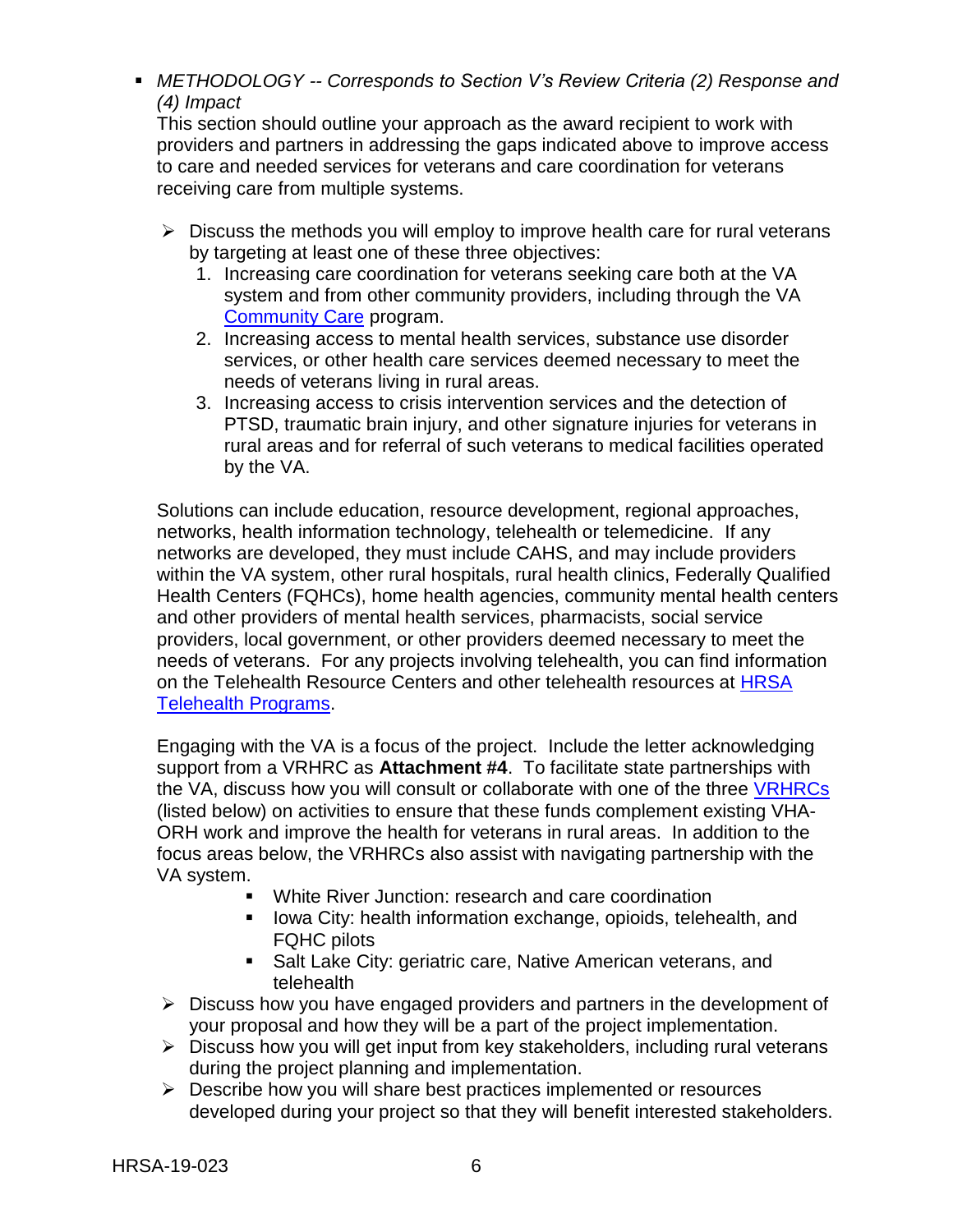- *METHODOLOGY -- Corresponds to Section V's Review Criteria (2) Response and (4) Impact*

  This section should outline your approach as the award recipient to work with providers and partners in addressing the gaps indicated above to improve access to care and needed services for veterans and care coordination for veterans receiving care from multiple systems.

  - Discuss the methods you will employ to improve health care for rural veterans by targeting at least one of these three objectives:
    1. Increasing care coordination for veterans seeking care both at the VA system and from other community providers, including through the VA [Community Care]() program.
    2. Increasing access to mental health services, substance use disorder services, or other health care services deemed necessary to meet the needs of veterans living in rural areas.
    3. Increasing access to crisis intervention services and the detection of PTSD, traumatic brain injury, and other signature injuries for veterans in rural areas and for referral of such veterans to medical facilities operated by the VA.

  Solutions can include education, resource development, regional approaches, networks, health information technology, telehealth or telemedicine. If any networks are developed, they must include CAHS, and may include providers within the VA system, other rural hospitals, rural health clinics, Federally Qualified Health Centers (FQHCs), home health agencies, community mental health centers and other providers of mental health services, pharmacists, social service providers, local government, or other providers deemed necessary to meet the needs of veterans. For any projects involving telehealth, you can find information on the Telehealth Resource Centers and other telehealth resources at [HRSA Telehealth Programs]().

  Engaging with the VA is a focus of the project. Include the letter acknowledging support from a VRHRC as **Attachment #4**. To facilitate state partnerships with the VA, discuss how you will consult or collaborate with one of the three [VRHRCs]() (listed below) on activities to ensure that these funds complement existing VHA-ORH work and improve the health for veterans in rural areas. In addition to the focus areas below, the VRHRCs also assist with navigating partnership with the VA system.

    - White River Junction: research and care coordination
    - Iowa City: health information exchange, opioids, telehealth, and FQHC pilots
    - Salt Lake City: geriatric care, Native American veterans, and telehealth

  - Discuss how you have engaged providers and partners in the development of your proposal and how they will be a part of the project implementation.
  - Discuss how you will get input from key stakeholders, including rural veterans during the project planning and implementation.
  - Describe how you will share best practices implemented or resources developed during your project so that they will benefit interested stakeholders.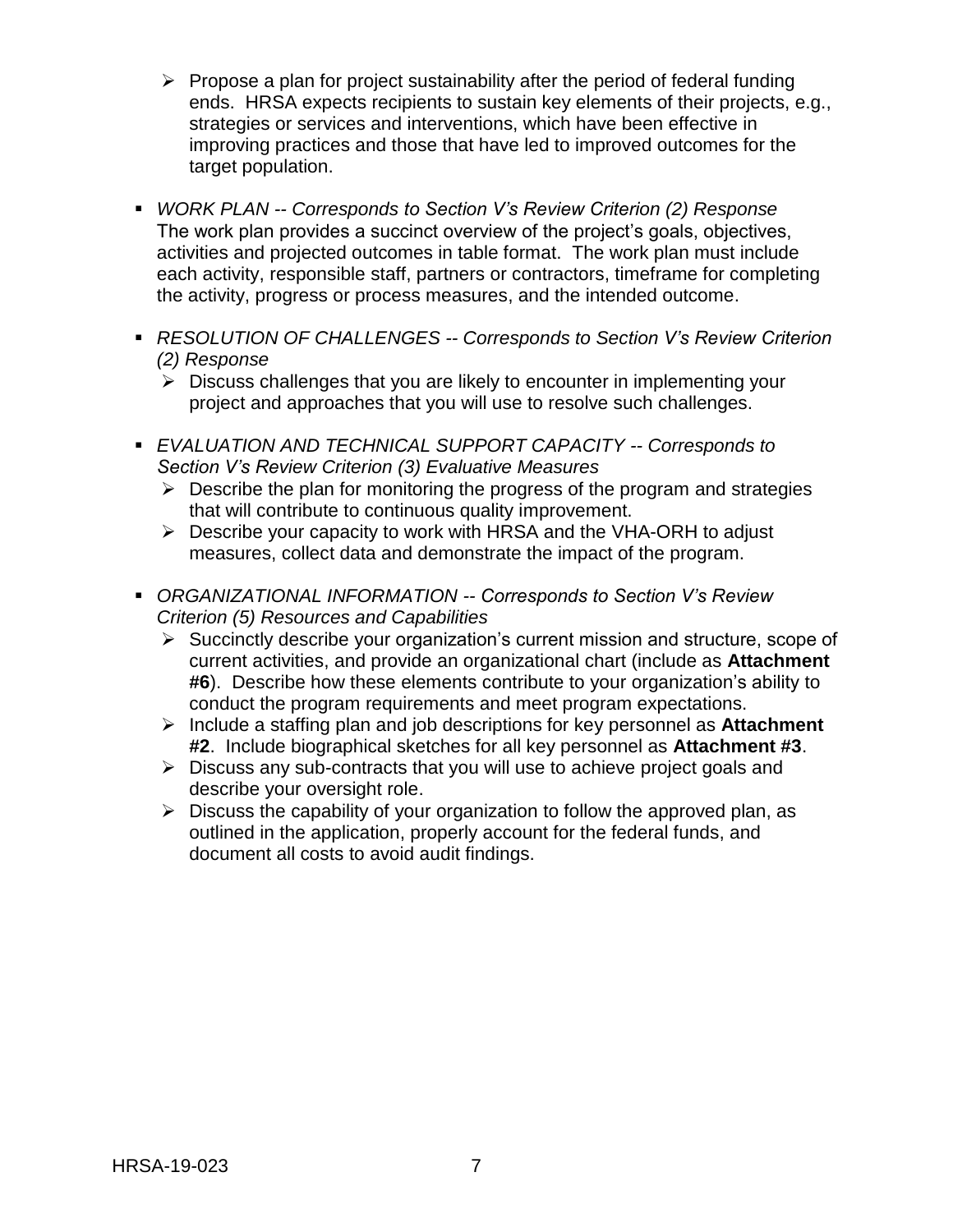- Propose a plan for project sustainability after the period of federal funding ends. HRSA expects recipients to sustain key elements of their projects, e.g., strategies or services and interventions, which have been effective in improving practices and those that have led to improved outcomes for the target population.

- *WORK PLAN -- Corresponds to Section V's Review Criterion (2) Response*
  The work plan provides a succinct overview of the project's goals, objectives, activities and projected outcomes in table format. The work plan must include each activity, responsible staff, partners or contractors, timeframe for completing the activity, progress or process measures, and the intended outcome.

- *RESOLUTION OF CHALLENGES -- Corresponds to Section V's Review Criterion (2) Response*
  - Discuss challenges that you are likely to encounter in implementing your project and approaches that you will use to resolve such challenges.

- *EVALUATION AND TECHNICAL SUPPORT CAPACITY -- Corresponds to Section V's Review Criterion (3) Evaluative Measures*
  - Describe the plan for monitoring the progress of the program and strategies that will contribute to continuous quality improvement.
  - Describe your capacity to work with HRSA and the VHA-ORH to adjust measures, collect data and demonstrate the impact of the program.

- *ORGANIZATIONAL INFORMATION -- Corresponds to Section V's Review Criterion (5) Resources and Capabilities*
  - Succinctly describe your organization's current mission and structure, scope of current activities, and provide an organizational chart (include as **Attachment #6**). Describe how these elements contribute to your organization's ability to conduct the program requirements and meet program expectations.
  - Include a staffing plan and job descriptions for key personnel as **Attachment #2**. Include biographical sketches for all key personnel as **Attachment #3**.
  - Discuss any sub-contracts that you will use to achieve project goals and describe your oversight role.
  - Discuss the capability of your organization to follow the approved plan, as outlined in the application, properly account for the federal funds, and document all costs to avoid audit findings.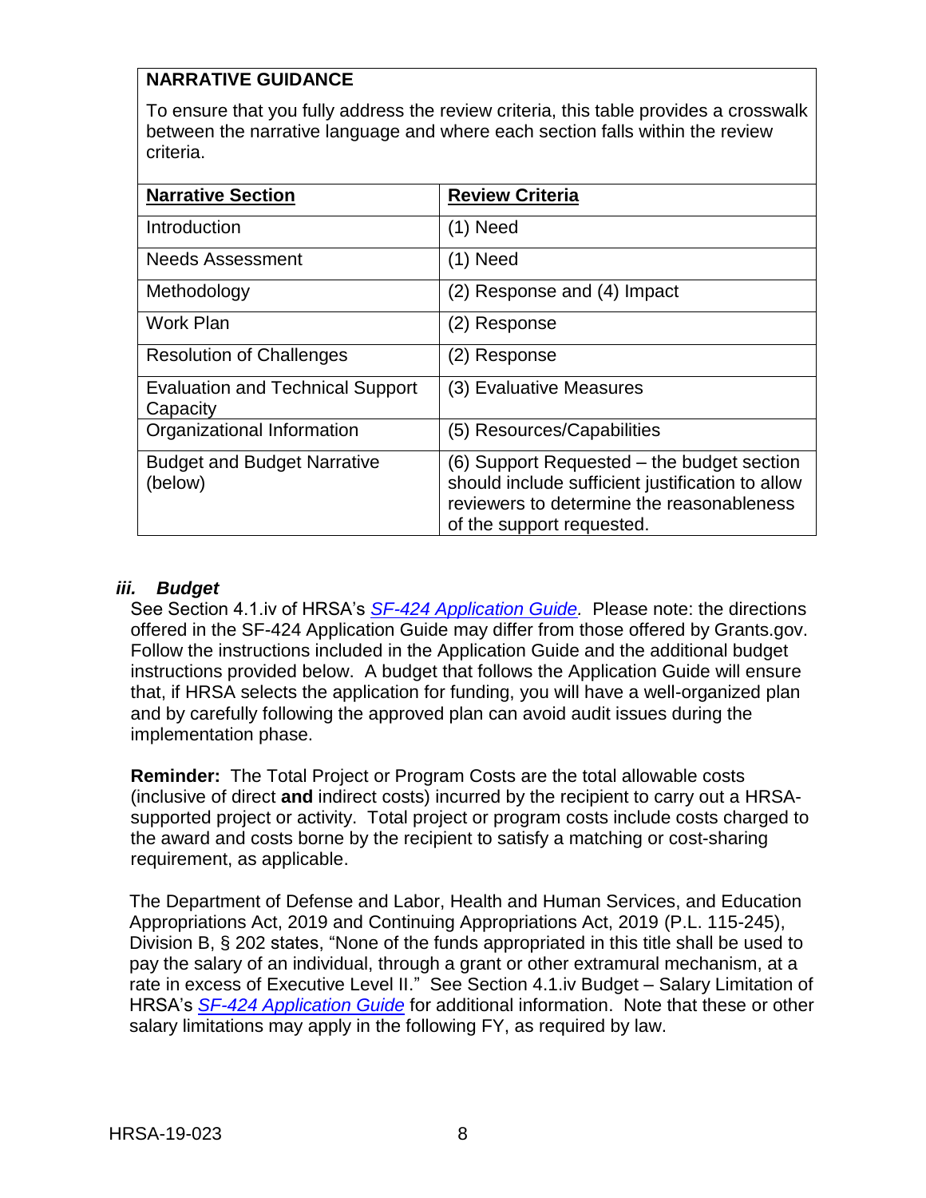**NARRATIVE GUIDANCE**

To ensure that you fully address the review criteria, this table provides a crosswalk between the narrative language and where each section falls within the review criteria.

| **Narrative Section** | **Review Criteria** |
|---|---|
| Introduction | (1) Need |
| Needs Assessment | (1) Need |
| Methodology | (2) Response and (4) Impact |
| Work Plan | (2) Response |
| Resolution of Challenges | (2) Response |
| Evaluation and Technical Support Capacity | (3) Evaluative Measures |
| Organizational Information | (5) Resources/Capabilities |
| Budget and Budget Narrative (below) | (6) Support Requested – the budget section should include sufficient justification to allow reviewers to determine the reasonableness of the support requested. |

### *iii. Budget*

See Section 4.1.iv of HRSA's *SF-424 Application Guide*. Please note: the directions offered in the SF-424 Application Guide may differ from those offered by Grants.gov. Follow the instructions included in the Application Guide and the additional budget instructions provided below. A budget that follows the Application Guide will ensure that, if HRSA selects the application for funding, you will have a well-organized plan and by carefully following the approved plan can avoid audit issues during the implementation phase.

**Reminder:** The Total Project or Program Costs are the total allowable costs (inclusive of direct **and** indirect costs) incurred by the recipient to carry out a HRSA-supported project or activity. Total project or program costs include costs charged to the award and costs borne by the recipient to satisfy a matching or cost-sharing requirement, as applicable.

The Department of Defense and Labor, Health and Human Services, and Education Appropriations Act, 2019 and Continuing Appropriations Act, 2019 (P.L. 115-245), Division B, § 202 states, "None of the funds appropriated in this title shall be used to pay the salary of an individual, through a grant or other extramural mechanism, at a rate in excess of Executive Level II." See Section 4.1.iv Budget – Salary Limitation of HRSA's *SF-424 Application Guide* for additional information. Note that these or other salary limitations may apply in the following FY, as required by law.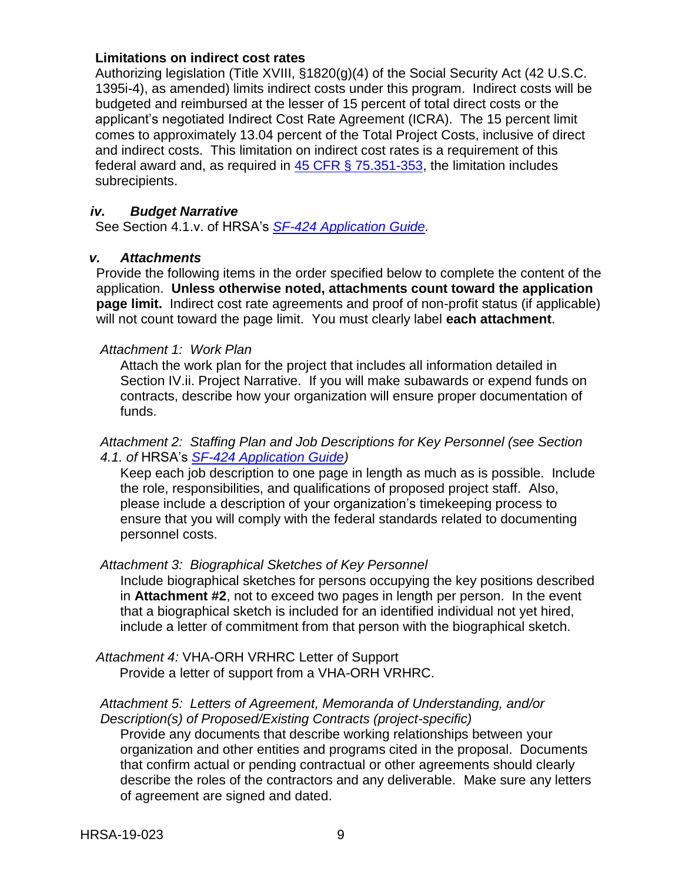**Limitations on indirect cost rates**

Authorizing legislation (Title XVIII, §1820(g)(4) of the Social Security Act (42 U.S.C. 1395i-4), as amended) limits indirect costs under this program. Indirect costs will be budgeted and reimbursed at the lesser of 15 percent of total direct costs or the applicant's negotiated Indirect Cost Rate Agreement (ICRA). The 15 percent limit comes to approximately 13.04 percent of the Total Project Costs, inclusive of direct and indirect costs. This limitation on indirect cost rates is a requirement of this federal award and, as required in 45 CFR § 75.351-353, the limitation includes subrecipients.

### *iv. Budget Narrative*

See Section 4.1.v. of HRSA's *SF-424 Application Guide*.

### *v. Attachments*

Provide the following items in the order specified below to complete the content of the application. **Unless otherwise noted, attachments count toward the application page limit.** Indirect cost rate agreements and proof of non-profit status (if applicable) will not count toward the page limit. You must clearly label **each attachment**.

*Attachment 1: Work Plan*

Attach the work plan for the project that includes all information detailed in Section IV.ii. Project Narrative. If you will make subawards or expend funds on contracts, describe how your organization will ensure proper documentation of funds.

*Attachment 2: Staffing Plan and Job Descriptions for Key Personnel (see Section 4.1. of* HRSA's *SF-424 Application Guide)*

Keep each job description to one page in length as much as is possible. Include the role, responsibilities, and qualifications of proposed project staff. Also, please include a description of your organization's timekeeping process to ensure that you will comply with the federal standards related to documenting personnel costs.

*Attachment 3: Biographical Sketches of Key Personnel*

Include biographical sketches for persons occupying the key positions described in **Attachment #2**, not to exceed two pages in length per person. In the event that a biographical sketch is included for an identified individual not yet hired, include a letter of commitment from that person with the biographical sketch.

*Attachment 4:* VHA-ORH VRHRC Letter of Support

Provide a letter of support from a VHA-ORH VRHRC.

*Attachment 5: Letters of Agreement, Memoranda of Understanding, and/or Description(s) of Proposed/Existing Contracts (project-specific)*

Provide any documents that describe working relationships between your organization and other entities and programs cited in the proposal. Documents that confirm actual or pending contractual or other agreements should clearly describe the roles of the contractors and any deliverable. Make sure any letters of agreement are signed and dated.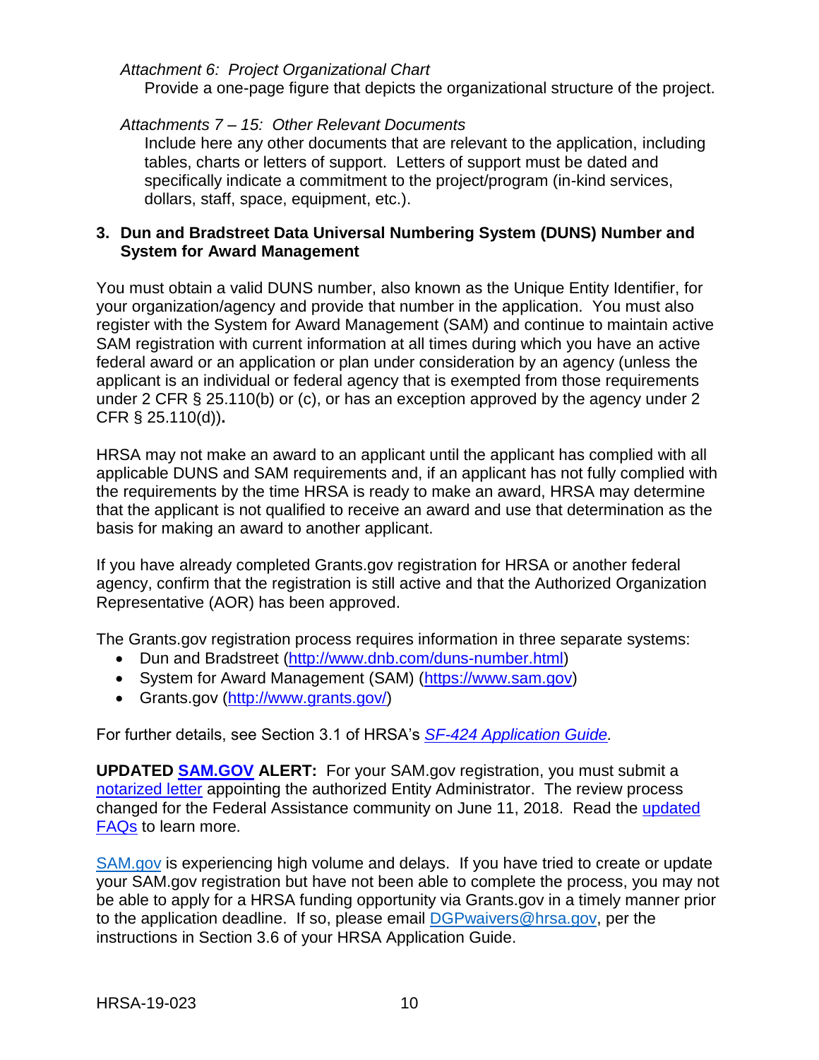*Attachment 6: Project Organizational Chart*

Provide a one-page figure that depicts the organizational structure of the project.

*Attachments 7 – 15: Other Relevant Documents*

Include here any other documents that are relevant to the application, including tables, charts or letters of support. Letters of support must be dated and specifically indicate a commitment to the project/program (in-kind services, dollars, staff, space, equipment, etc.).

### 3. Dun and Bradstreet Data Universal Numbering System (DUNS) Number and System for Award Management

You must obtain a valid DUNS number, also known as the Unique Entity Identifier, for your organization/agency and provide that number in the application. You must also register with the System for Award Management (SAM) and continue to maintain active SAM registration with current information at all times during which you have an active federal award or an application or plan under consideration by an agency (unless the applicant is an individual or federal agency that is exempted from those requirements under 2 CFR § 25.110(b) or (c), or has an exception approved by the agency under 2 CFR § 25.110(d))**.**

HRSA may not make an award to an applicant until the applicant has complied with all applicable DUNS and SAM requirements and, if an applicant has not fully complied with the requirements by the time HRSA is ready to make an award, HRSA may determine that the applicant is not qualified to receive an award and use that determination as the basis for making an award to another applicant.

If you have already completed Grants.gov registration for HRSA or another federal agency, confirm that the registration is still active and that the Authorized Organization Representative (AOR) has been approved.

The Grants.gov registration process requires information in three separate systems:

- Dun and Bradstreet (http://www.dnb.com/duns-number.html)
- System for Award Management (SAM) (https://www.sam.gov)
- Grants.gov (http://www.grants.gov/)

For further details, see Section 3.1 of HRSA's *SF-424 Application Guide.*

**UPDATED SAM.GOV ALERT:** For your SAM.gov registration, you must submit a notarized letter appointing the authorized Entity Administrator. The review process changed for the Federal Assistance community on June 11, 2018. Read the updated FAQs to learn more.

SAM.gov is experiencing high volume and delays. If you have tried to create or update your SAM.gov registration but have not been able to complete the process, you may not be able to apply for a HRSA funding opportunity via Grants.gov in a timely manner prior to the application deadline. If so, please email DGPwaivers@hrsa.gov, per the instructions in Section 3.6 of your HRSA Application Guide.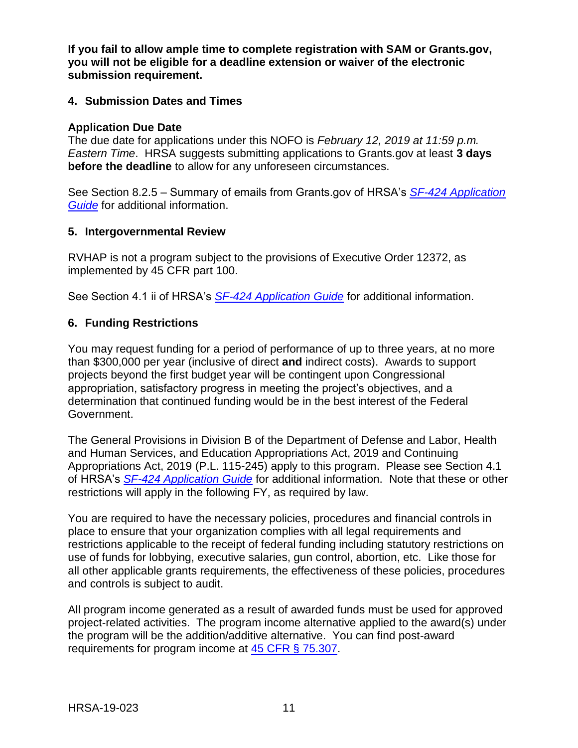**If you fail to allow ample time to complete registration with SAM or Grants.gov, you will not be eligible for a deadline extension or waiver of the electronic submission requirement.**

### 4. Submission Dates and Times

**Application Due Date**

The due date for applications under this NOFO is *February 12, 2019 at 11:59 p.m. Eastern Time*. HRSA suggests submitting applications to Grants.gov at least **3 days before the deadline** to allow for any unforeseen circumstances.

See Section 8.2.5 – Summary of emails from Grants.gov of HRSA's *SF-424 Application Guide* for additional information.

### 5. Intergovernmental Review

RVHAP is not a program subject to the provisions of Executive Order 12372, as implemented by 45 CFR part 100.

See Section 4.1 ii of HRSA's *SF-424 Application Guide* for additional information.

### 6. Funding Restrictions

You may request funding for a period of performance of up to three years, at no more than $300,000 per year (inclusive of direct **and** indirect costs). Awards to support projects beyond the first budget year will be contingent upon Congressional appropriation, satisfactory progress in meeting the project's objectives, and a determination that continued funding would be in the best interest of the Federal Government.

The General Provisions in Division B of the Department of Defense and Labor, Health and Human Services, and Education Appropriations Act, 2019 and Continuing Appropriations Act, 2019 (P.L. 115-245) apply to this program. Please see Section 4.1 of HRSA's *SF-424 Application Guide* for additional information. Note that these or other restrictions will apply in the following FY, as required by law.

You are required to have the necessary policies, procedures and financial controls in place to ensure that your organization complies with all legal requirements and restrictions applicable to the receipt of federal funding including statutory restrictions on use of funds for lobbying, executive salaries, gun control, abortion, etc. Like those for all other applicable grants requirements, the effectiveness of these policies, procedures and controls is subject to audit.

All program income generated as a result of awarded funds must be used for approved project-related activities. The program income alternative applied to the award(s) under the program will be the addition/additive alternative. You can find post-award requirements for program income at 45 CFR § 75.307.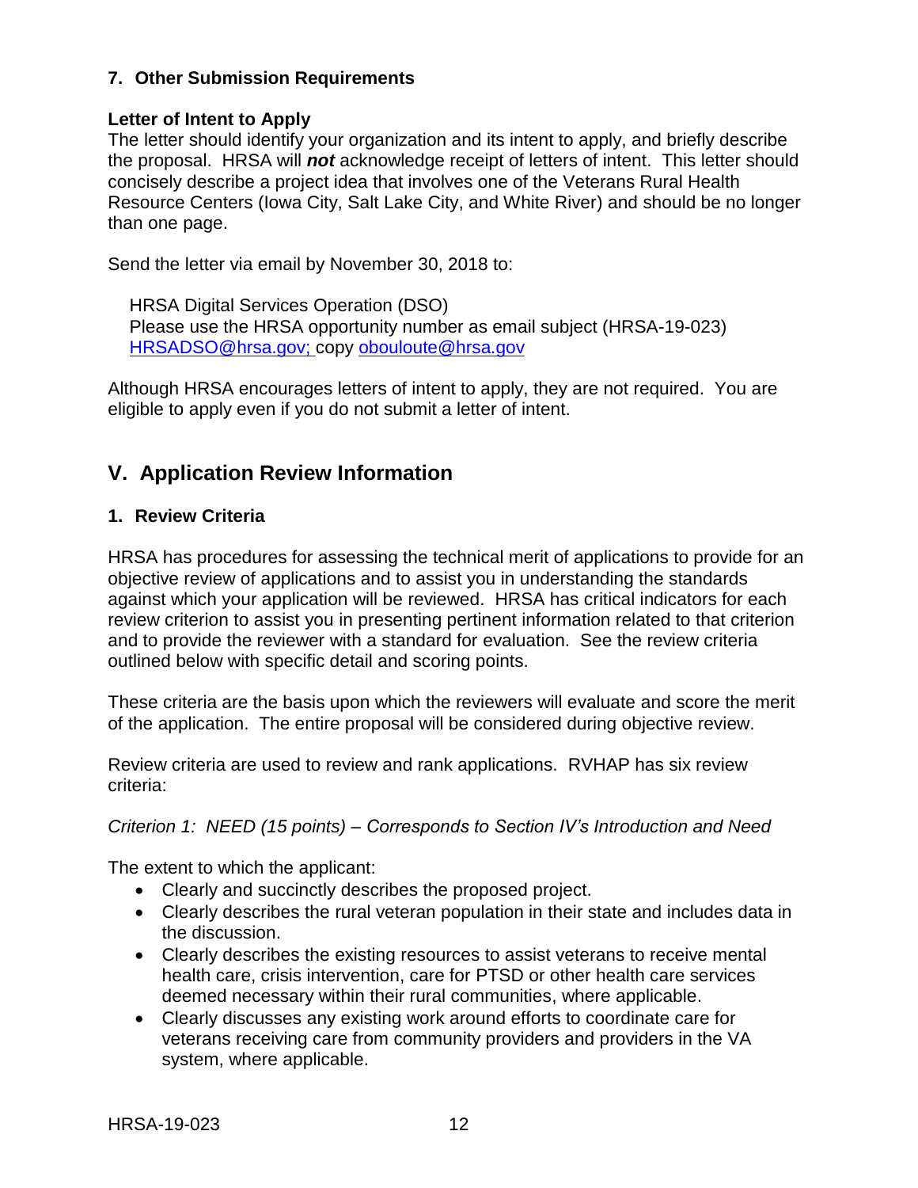### 7. Other Submission Requirements

**Letter of Intent to Apply**

The letter should identify your organization and its intent to apply, and briefly describe the proposal. HRSA will ***not*** acknowledge receipt of letters of intent. This letter should concisely describe a project idea that involves one of the Veterans Rural Health Resource Centers (Iowa City, Salt Lake City, and White River) and should be no longer than one page.

Send the letter via email by November 30, 2018 to:

HRSA Digital Services Operation (DSO)
Please use the HRSA opportunity number as email subject (HRSA-19-023)
[HRSADSO@hrsa.gov;](mailto:HRSADSO@hrsa.gov) copy [obouloute@hrsa.gov](mailto:obouloute@hrsa.gov)

Although HRSA encourages letters of intent to apply, they are not required. You are eligible to apply even if you do not submit a letter of intent.

## V. Application Review Information

### 1. Review Criteria

HRSA has procedures for assessing the technical merit of applications to provide for an objective review of applications and to assist you in understanding the standards against which your application will be reviewed. HRSA has critical indicators for each review criterion to assist you in presenting pertinent information related to that criterion and to provide the reviewer with a standard for evaluation. See the review criteria outlined below with specific detail and scoring points.

These criteria are the basis upon which the reviewers will evaluate and score the merit of the application. The entire proposal will be considered during objective review.

Review criteria are used to review and rank applications. RVHAP has six review criteria:

*Criterion 1: NEED (15 points) – Corresponds to Section IV's Introduction and Need*

The extent to which the applicant:

- Clearly and succinctly describes the proposed project.
- Clearly describes the rural veteran population in their state and includes data in the discussion.
- Clearly describes the existing resources to assist veterans to receive mental health care, crisis intervention, care for PTSD or other health care services deemed necessary within their rural communities, where applicable.
- Clearly discusses any existing work around efforts to coordinate care for veterans receiving care from community providers and providers in the VA system, where applicable.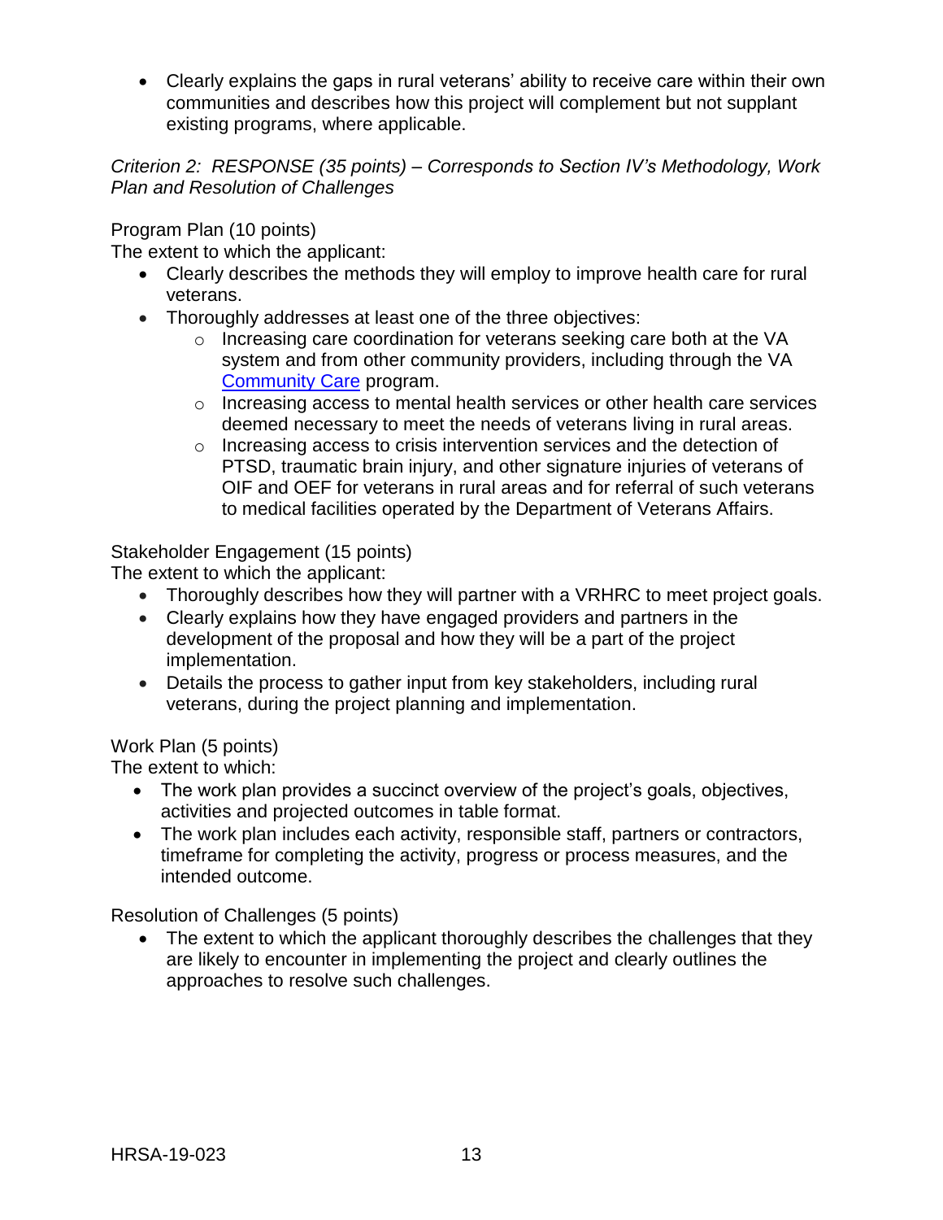- Clearly explains the gaps in rural veterans' ability to receive care within their own communities and describes how this project will complement but not supplant existing programs, where applicable.

*Criterion 2: RESPONSE (35 points) – Corresponds to Section IV's Methodology, Work Plan and Resolution of Challenges*

Program Plan (10 points)
The extent to which the applicant:

- Clearly describes the methods they will employ to improve health care for rural veterans.
- Thoroughly addresses at least one of the three objectives:
  - Increasing care coordination for veterans seeking care both at the VA system and from other community providers, including through the VA [Community Care](#) program.
  - Increasing access to mental health services or other health care services deemed necessary to meet the needs of veterans living in rural areas.
  - Increasing access to crisis intervention services and the detection of PTSD, traumatic brain injury, and other signature injuries of veterans of OIF and OEF for veterans in rural areas and for referral of such veterans to medical facilities operated by the Department of Veterans Affairs.

Stakeholder Engagement (15 points)
The extent to which the applicant:

- Thoroughly describes how they will partner with a VRHRC to meet project goals.
- Clearly explains how they have engaged providers and partners in the development of the proposal and how they will be a part of the project implementation.
- Details the process to gather input from key stakeholders, including rural veterans, during the project planning and implementation.

Work Plan (5 points)
The extent to which:

- The work plan provides a succinct overview of the project's goals, objectives, activities and projected outcomes in table format.
- The work plan includes each activity, responsible staff, partners or contractors, timeframe for completing the activity, progress or process measures, and the intended outcome.

Resolution of Challenges (5 points)

- The extent to which the applicant thoroughly describes the challenges that they are likely to encounter in implementing the project and clearly outlines the approaches to resolve such challenges.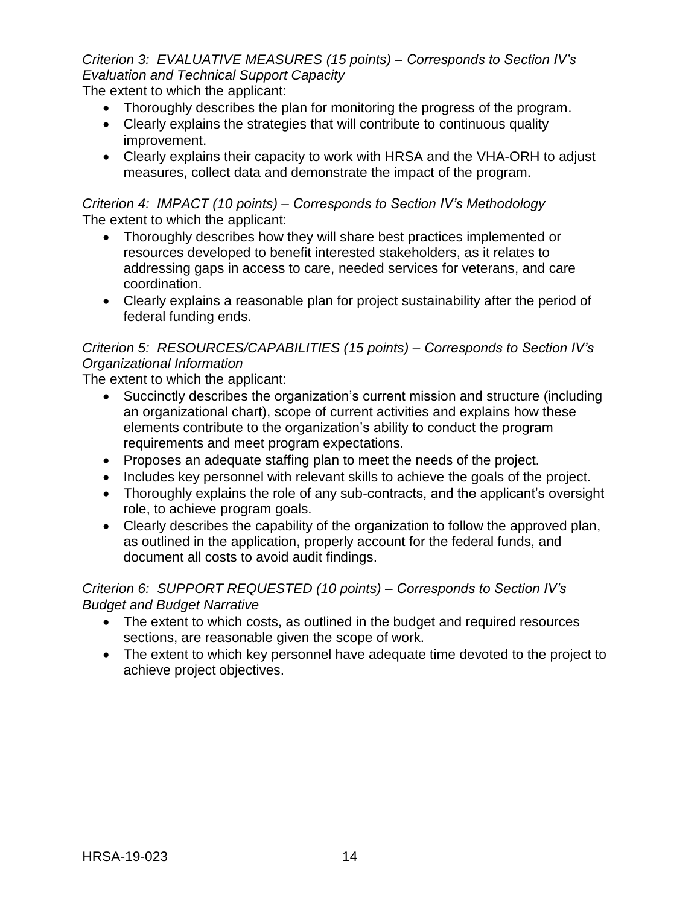*Criterion 3: EVALUATIVE MEASURES (15 points) – Corresponds to Section IV's Evaluation and Technical Support Capacity*

The extent to which the applicant:

- Thoroughly describes the plan for monitoring the progress of the program.
- Clearly explains the strategies that will contribute to continuous quality improvement.
- Clearly explains their capacity to work with HRSA and the VHA-ORH to adjust measures, collect data and demonstrate the impact of the program.

*Criterion 4: IMPACT (10 points) – Corresponds to Section IV's Methodology*

The extent to which the applicant:

- Thoroughly describes how they will share best practices implemented or resources developed to benefit interested stakeholders, as it relates to addressing gaps in access to care, needed services for veterans, and care coordination.
- Clearly explains a reasonable plan for project sustainability after the period of federal funding ends.

*Criterion 5: RESOURCES/CAPABILITIES (15 points) – Corresponds to Section IV's Organizational Information*

The extent to which the applicant:

- Succinctly describes the organization's current mission and structure (including an organizational chart), scope of current activities and explains how these elements contribute to the organization's ability to conduct the program requirements and meet program expectations.
- Proposes an adequate staffing plan to meet the needs of the project.
- Includes key personnel with relevant skills to achieve the goals of the project.
- Thoroughly explains the role of any sub-contracts, and the applicant's oversight role, to achieve program goals.
- Clearly describes the capability of the organization to follow the approved plan, as outlined in the application, properly account for the federal funds, and document all costs to avoid audit findings.

*Criterion 6: SUPPORT REQUESTED (10 points) – Corresponds to Section IV's Budget and Budget Narrative*

- The extent to which costs, as outlined in the budget and required resources sections, are reasonable given the scope of work.
- The extent to which key personnel have adequate time devoted to the project to achieve project objectives.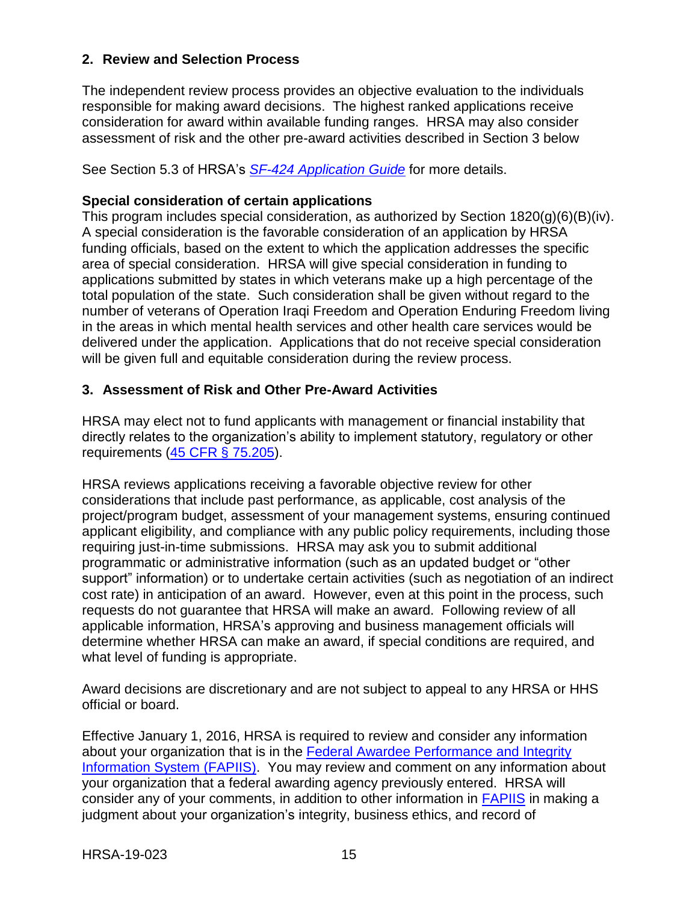### 2. Review and Selection Process

The independent review process provides an objective evaluation to the individuals responsible for making award decisions. The highest ranked applications receive consideration for award within available funding ranges. HRSA may also consider assessment of risk and the other pre-award activities described in Section 3 below

See Section 5.3 of HRSA's [*SF-424 Application Guide*] for more details.

**Special consideration of certain applications**
This program includes special consideration, as authorized by Section 1820(g)(6)(B)(iv). A special consideration is the favorable consideration of an application by HRSA funding officials, based on the extent to which the application addresses the specific area of special consideration. HRSA will give special consideration in funding to applications submitted by states in which veterans make up a high percentage of the total population of the state. Such consideration shall be given without regard to the number of veterans of Operation Iraqi Freedom and Operation Enduring Freedom living in the areas in which mental health services and other health care services would be delivered under the application. Applications that do not receive special consideration will be given full and equitable consideration during the review process.

### 3. Assessment of Risk and Other Pre-Award Activities

HRSA may elect not to fund applicants with management or financial instability that directly relates to the organization's ability to implement statutory, regulatory or other requirements (45 CFR § 75.205).

HRSA reviews applications receiving a favorable objective review for other considerations that include past performance, as applicable, cost analysis of the project/program budget, assessment of your management systems, ensuring continued applicant eligibility, and compliance with any public policy requirements, including those requiring just-in-time submissions. HRSA may ask you to submit additional programmatic or administrative information (such as an updated budget or "other support" information) or to undertake certain activities (such as negotiation of an indirect cost rate) in anticipation of an award. However, even at this point in the process, such requests do not guarantee that HRSA will make an award. Following review of all applicable information, HRSA's approving and business management officials will determine whether HRSA can make an award, if special conditions are required, and what level of funding is appropriate.

Award decisions are discretionary and are not subject to appeal to any HRSA or HHS official or board.

Effective January 1, 2016, HRSA is required to review and consider any information about your organization that is in the Federal Awardee Performance and Integrity Information System (FAPIIS). You may review and comment on any information about your organization that a federal awarding agency previously entered. HRSA will consider any of your comments, in addition to other information in FAPIIS in making a judgment about your organization's integrity, business ethics, and record of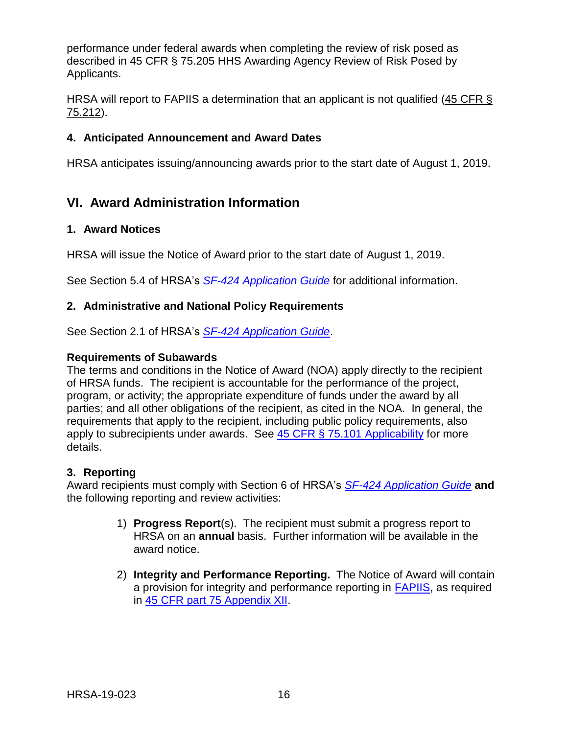performance under federal awards when completing the review of risk posed as described in 45 CFR § 75.205 HHS Awarding Agency Review of Risk Posed by Applicants.

HRSA will report to FAPIIS a determination that an applicant is not qualified (45 CFR § 75.212).

### 4. Anticipated Announcement and Award Dates

HRSA anticipates issuing/announcing awards prior to the start date of August 1, 2019.

## VI. Award Administration Information

### 1. Award Notices

HRSA will issue the Notice of Award prior to the start date of August 1, 2019.

See Section 5.4 of HRSA's *SF-424 Application Guide* for additional information.

### 2. Administrative and National Policy Requirements

See Section 2.1 of HRSA's *SF-424 Application Guide*.

**Requirements of Subawards**

The terms and conditions in the Notice of Award (NOA) apply directly to the recipient of HRSA funds. The recipient is accountable for the performance of the project, program, or activity; the appropriate expenditure of funds under the award by all parties; and all other obligations of the recipient, as cited in the NOA. In general, the requirements that apply to the recipient, including public policy requirements, also apply to subrecipients under awards. See 45 CFR § 75.101 Applicability for more details.

### 3. Reporting

Award recipients must comply with Section 6 of HRSA's *SF-424 Application Guide* **and** the following reporting and review activities:

1) **Progress Report**(s). The recipient must submit a progress report to HRSA on an **annual** basis. Further information will be available in the award notice.

2) **Integrity and Performance Reporting.** The Notice of Award will contain a provision for integrity and performance reporting in FAPIIS, as required in 45 CFR part 75 Appendix XII.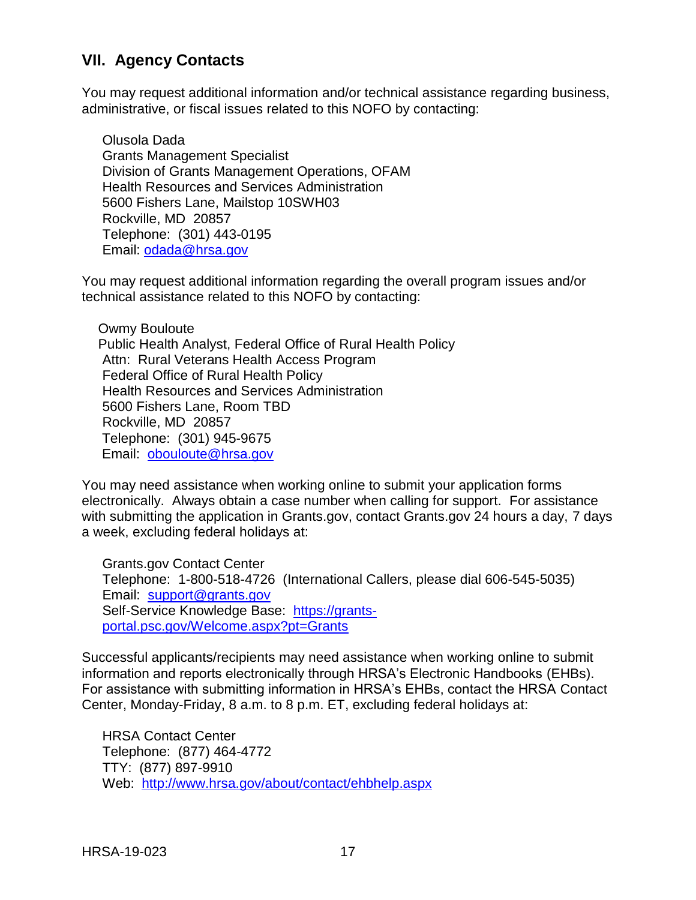## VII. Agency Contacts

You may request additional information and/or technical assistance regarding business, administrative, or fiscal issues related to this NOFO by contacting:

Olusola Dada  
Grants Management Specialist  
Division of Grants Management Operations, OFAM  
Health Resources and Services Administration  
5600 Fishers Lane, Mailstop 10SWH03  
Rockville, MD 20857  
Telephone: (301) 443-0195  
Email: [odada@hrsa.gov](mailto:odada@hrsa.gov)

You may request additional information regarding the overall program issues and/or technical assistance related to this NOFO by contacting:

Owmy Bouloute  
Public Health Analyst, Federal Office of Rural Health Policy  
Attn: Rural Veterans Health Access Program  
Federal Office of Rural Health Policy  
Health Resources and Services Administration  
5600 Fishers Lane, Room TBD  
Rockville, MD 20857  
Telephone: (301) 945-9675  
Email: [obouloute@hrsa.gov](mailto:obouloute@hrsa.gov)

You may need assistance when working online to submit your application forms electronically. Always obtain a case number when calling for support. For assistance with submitting the application in Grants.gov, contact Grants.gov 24 hours a day, 7 days a week, excluding federal holidays at:

Grants.gov Contact Center  
Telephone: 1-800-518-4726 (International Callers, please dial 606-545-5035)  
Email: [support@grants.gov](mailto:support@grants.gov)  
Self-Service Knowledge Base: [https://grants-portal.psc.gov/Welcome.aspx?pt=Grants](https://grants-portal.psc.gov/Welcome.aspx?pt=Grants)

Successful applicants/recipients may need assistance when working online to submit information and reports electronically through HRSA's Electronic Handbooks (EHBs). For assistance with submitting information in HRSA's EHBs, contact the HRSA Contact Center, Monday-Friday, 8 a.m. to 8 p.m. ET, excluding federal holidays at:

HRSA Contact Center  
Telephone: (877) 464-4772  
TTY: (877) 897-9910  
Web: [http://www.hrsa.gov/about/contact/ehbhelp.aspx](http://www.hrsa.gov/about/contact/ehbhelp.aspx)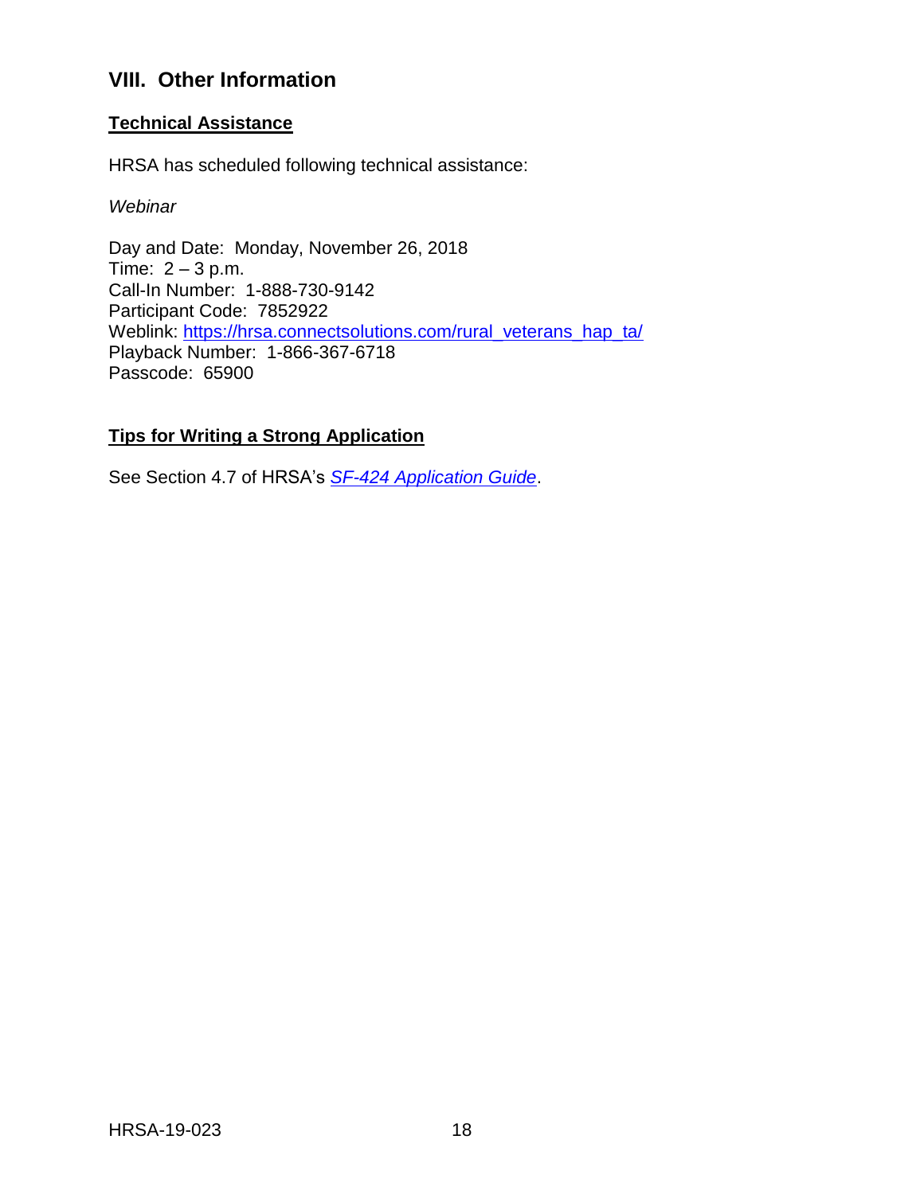## VIII. Other Information

### Technical Assistance

HRSA has scheduled following technical assistance:

*Webinar*

Day and Date: Monday, November 26, 2018
Time: 2 – 3 p.m.
Call-In Number: 1-888-730-9142
Participant Code: 7852922
Weblink: https://hrsa.connectsolutions.com/rural_veterans_hap_ta/
Playback Number: 1-866-367-6718
Passcode: 65900

### Tips for Writing a Strong Application

See Section 4.7 of HRSA's *SF-424 Application Guide*.